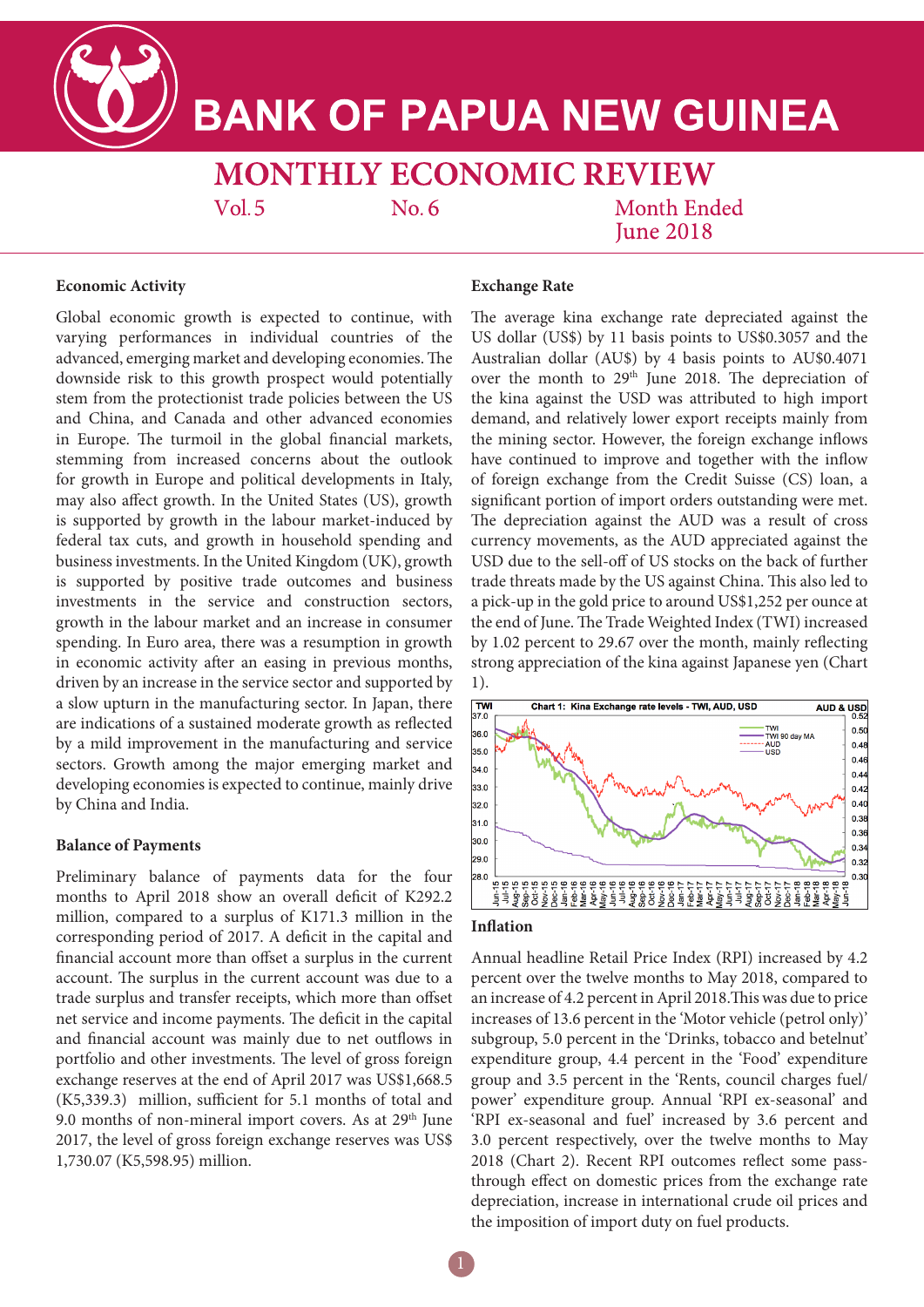# BANK OF PAPUA NEW GUINEA

## MONTHLY ECONOMIC REVIEW

Vol. 5 No. 6 Month Ended June 2018

### Economic Activity

Global economic growth is expected to continue, with varying performances in individual countries of the advanced, emerging market and developing economies. The downside risk to this growth prospect would potentially stem from the protectionist trade policies between the US and China, and Canada and other advanced economies in Europe. The turmoil in the global financial markets, stemming from increased concerns about the outlook for growth in Europe and political developments in Italy, may also affect growth. In the United States (US), growth is supported by growth in the labour market-induced by federal tax cuts, and growth in household spending and business investments. In the United Kingdom (UK), growth is supported by positive trade outcomes and business investments in the service and construction sectors, growth in the labour market and an increase in consumer spending. In Euro area, there was a resumption in growth in economic activity after an easing in previous months, driven by an increase in the service sector and supported by a slow upturn in the manufacturing sector. In Japan, there are indications of a sustained moderate growth as reflected by a mild improvement in the manufacturing and service sectors. Growth among the major emerging market and developing economies is expected to continue, mainly drive by China and India.

### Balance of Payments

Preliminary balance of payments data for the four months to April 2018 show an overall deficit of K292.2 million, compared to a surplus of K171.3 million in the corresponding period of 2017. A deficit in the capital and financial account more than offset a surplus in the current account. The surplus in the current account was due to a trade surplus and transfer receipts, which more than offset net service and income payments. The deficit in the capital and financial account was mainly due to net outflows in portfolio and other investments. The level of gross foreign exchange reserves at the end of April 2017 was US$1,668.5 (K5,339.3) million, sufficient for 5.1 months of total and 9.0 months of non-mineral import covers. As at 29th June 2017, the level of gross foreign exchange reserves was US$ 1,730.07 (K5,598.95) million.

### Exchange Rate

The average kina exchange rate depreciated against the US dollar (US$) by 11 basis points to US$0.3057 and the Australian dollar (AU$) by 4 basis points to AU$0.4071 over the month to 29th June 2018. The depreciation of the kina against the USD was attributed to high import demand, and relatively lower export receipts mainly from the mining sector. However, the foreign exchange inflows have continued to improve and together with the inflow of foreign exchange from the Credit Suisse (CS) loan, a significant portion of import orders outstanding were met. The depreciation against the AUD was a result of cross currency movements, as the AUD appreciated against the USD due to the sell-off of US stocks on the back of further trade threats made by the US against China. This also led to a pick-up in the gold price to around US$1,252 per ounce at the end of June. The Trade Weighted Index (TWI) increased by 1.02 percent to 29.67 over the month, mainly reflecting strong appreciation of the kina against Japanese yen (Chart 1).

Chart 1: Kina Exchange rate levels - TWI, AUD, USD

### Inflation

Annual headline Retail Price Index (RPI) increased by 4.2 percent over the twelve months to May 2018, compared to an increase of 4.2 percent in April 2018.This was due to price increases of 13.6 percent in the 'Motor vehicle (petrol only)' subgroup, 5.0 percent in the 'Drinks, tobacco and betelnut' expenditure group, 4.4 percent in the 'Food' expenditure group and 3.5 percent in the 'Rents, council charges fuel/ power' expenditure group. Annual 'RPI ex-seasonal' and 'RPI ex-seasonal and fuel' increased by 3.6 percent and 3.0 percent respectively, over the twelve months to May 2018 (Chart 2). Recent RPI outcomes reflect some pass-through effect on domestic prices from the exchange rate depreciation, increase in international crude oil prices and the imposition of import duty on fuel products.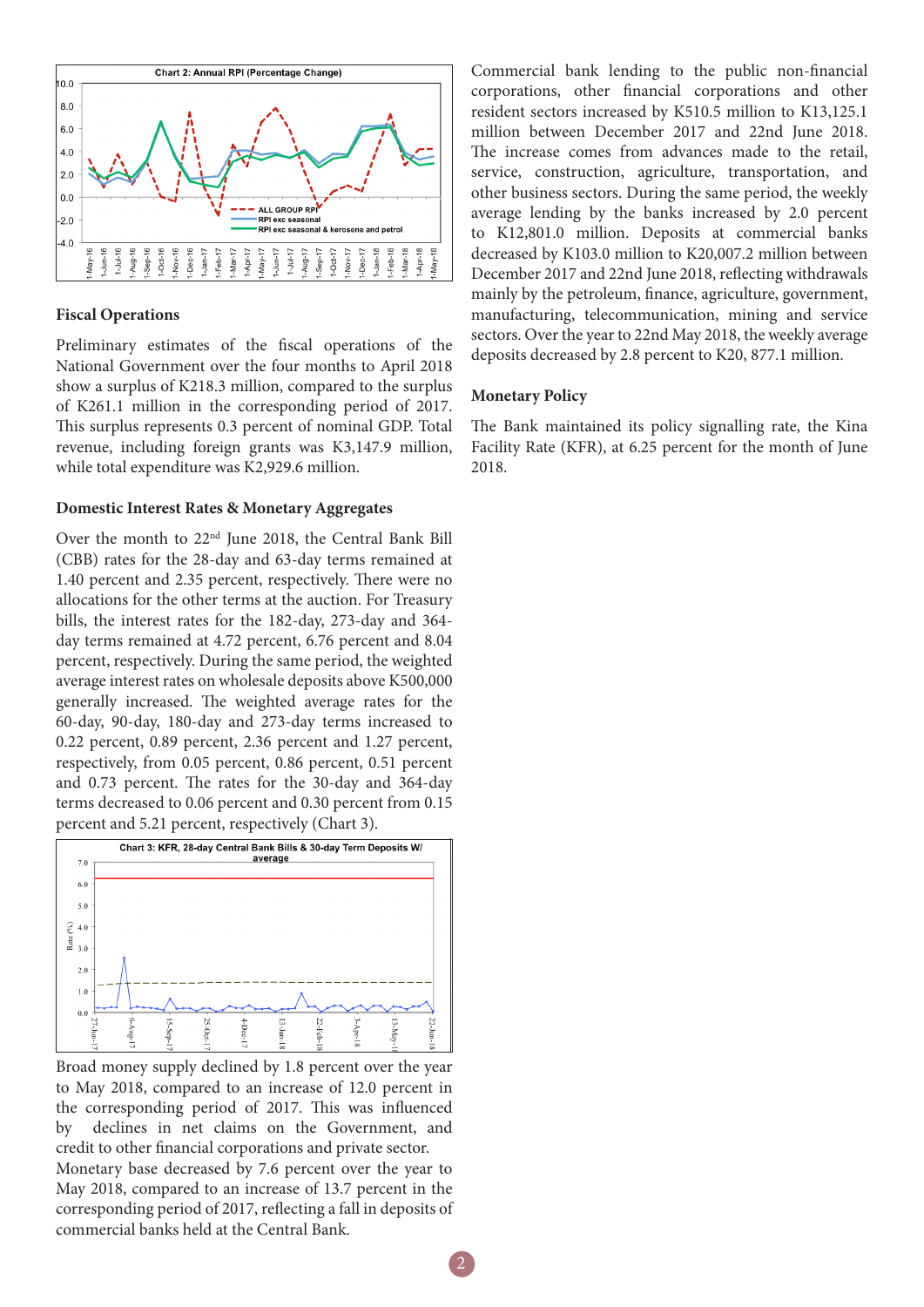Chart 2: Annual RPI (Percentage Change)

Chart 3: KFR, 28-day Central Bank Bills & 30-day Term Deposits W/ average

### Fiscal Operations

Preliminary estimates of the fiscal operations of the National Government over the four months to April 2018 show a surplus of K218.3 million, compared to the surplus of K261.1 million in the corresponding period of 2017. This surplus represents 0.3 percent of nominal GDP. Total revenue, including foreign grants was K3,147.9 million, while total expenditure was K2,929.6 million.

### Domestic Interest Rates & Monetary Aggregates

Over the month to 22nd June 2018, the Central Bank Bill (CBB) rates for the 28-day and 63-day terms remained at 1.40 percent and 2.35 percent, respectively. There were no allocations for the other terms at the auction. For Treasury bills, the interest rates for the 182-day, 273-day and 364-day terms remained at 4.72 percent, 6.76 percent and 8.04 percent, respectively. During the same period, the weighted average interest rates on wholesale deposits above K500,000 generally increased. The weighted average rates for the 60-day, 90-day, 180-day and 273-day terms increased to 0.22 percent, 0.89 percent, 2.36 percent and 1.27 percent, respectively, from 0.05 percent, 0.86 percent, 0.51 percent and 0.73 percent. The rates for the 30-day and 364-day terms decreased to 0.06 percent and 0.30 percent from 0.15 percent and 5.21 percent, respectively (Chart 3).

Broad money supply declined by 1.8 percent over the year to May 2018, compared to an increase of 12.0 percent in the corresponding period of 2017. This was influenced by declines in net claims on the Government, and credit to other financial corporations and private sector.

Monetary base decreased by 7.6 percent over the year to May 2018, compared to an increase of 13.7 percent in the corresponding period of 2017, reflecting a fall in deposits of commercial banks held at the Central Bank.

Commercial bank lending to the public non-financial corporations, other financial corporations and other resident sectors increased by K510.5 million to K13,125.1 million between December 2017 and 22nd June 2018. The increase comes from advances made to the retail, service, construction, agriculture, transportation, and other business sectors. During the same period, the weekly average lending by the banks increased by 2.0 percent to K12,801.0 million. Deposits at commercial banks decreased by K103.0 million to K20,007.2 million between December 2017 and 22nd June 2018, reflecting withdrawals mainly by the petroleum, finance, agriculture, government, manufacturing, telecommunication, mining and service sectors. Over the year to 22nd May 2018, the weekly average deposits decreased by 2.8 percent to K20, 877.1 million.

### Monetary Policy

The Bank maintained its policy signalling rate, the Kina Facility Rate (KFR), at 6.25 percent for the month of June 2018.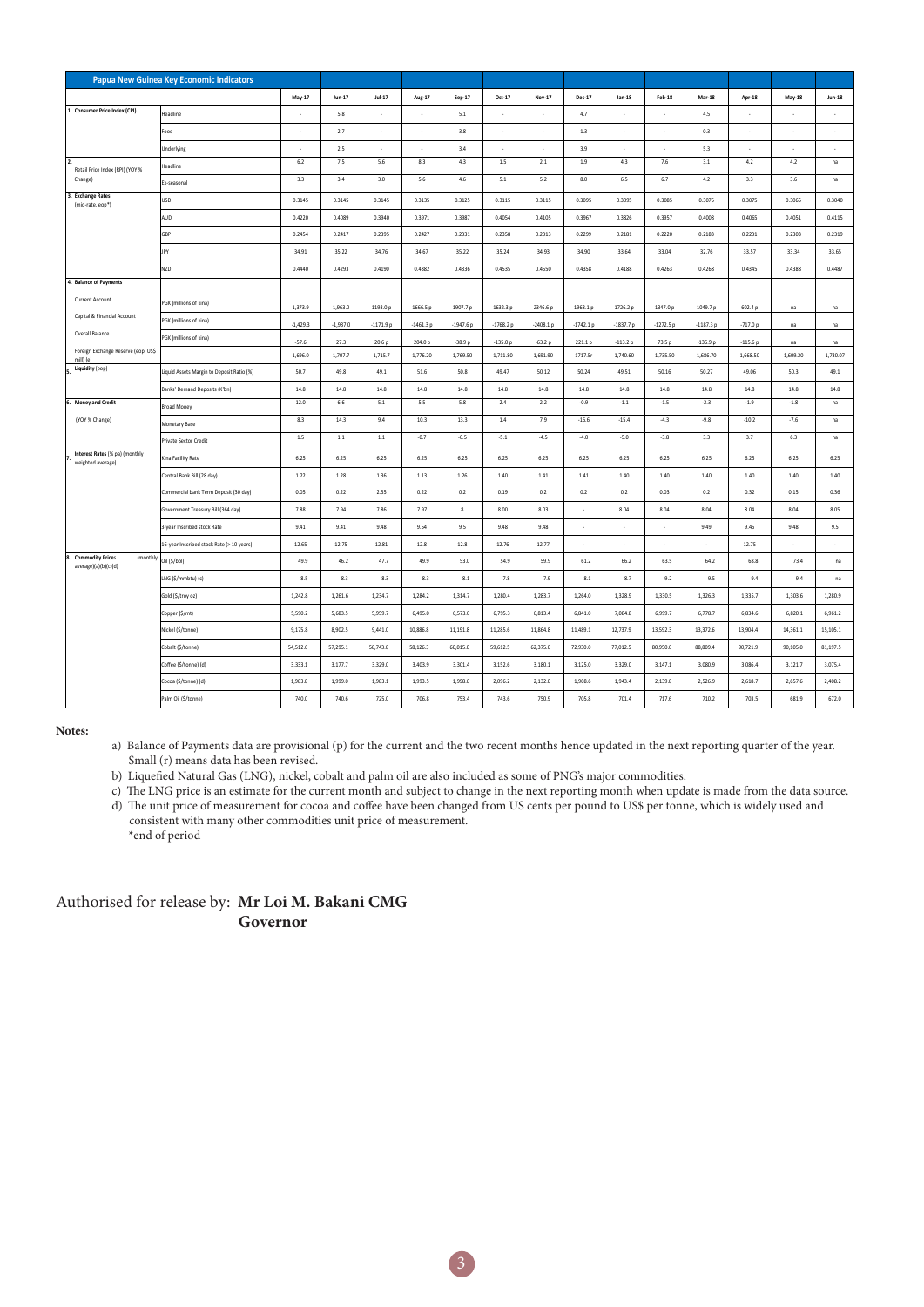| Papua New Guinea Key Economic Indicators | | | | | | | | | | | | | | | |
|---|---|---|---|---|---|---|---|---|---|---|---|---|---|---|---|
| | | May-17 | Jun-17 | Jul-17 | Aug-17 | Sep-17 | Oct-17 | Nov-17 | Dec-17 | Jan-18 | Feb-18 | Mar-18 | Apr-18 | May-18 | Jun-18 |
| 1. Consumer Price Index (CPI). | Headline | - | 5.8 | - | - | 5.1 | - | - | 4.7 | - | - | 4.5 | - | - | - |
| | Food | - | 2.7 | - | - | 3.8 | - | - | 1.3 | - | - | 0.3 | - | - | - |
| | Underlying | - | 2.5 | - | - | 3.4 | - | - | 3.9 | - | - | 5.3 | - | - | - |
| 2. Retail Price Index (RPI) (YOY % Change) | Headline | 6.2 | 7.5 | 5.6 | 8.3 | 4.3 | 1.5 | 2.1 | 1.9 | 4.3 | 7.6 | 3.1 | 4.2 | 4.2 | na |
| | Ex-seasonal | 3.3 | 3.4 | 3.0 | 5.6 | 4.6 | 5.1 | 5.2 | 8.0 | 6.5 | 6.7 | 4.2 | 3.3 | 3.6 | na |
| 3. Exchange Rates (mid-rate, eop*) | USD | 0.3145 | 0.3145 | 0.3145 | 0.3135 | 0.3125 | 0.3115 | 0.3115 | 0.3095 | 0.3095 | 0.3085 | 0.3075 | 0.3075 | 0.3065 | 0.3040 |
| | AUD | 0.4220 | 0.4089 | 0.3940 | 0.3971 | 0.3987 | 0.4054 | 0.4105 | 0.3967 | 0.3826 | 0.3957 | 0.4008 | 0.4065 | 0.4051 | 0.4115 |
| | GBP | 0.2454 | 0.2417 | 0.2395 | 0.2427 | 0.2331 | 0.2358 | 0.2313 | 0.2299 | 0.2181 | 0.2220 | 0.2183 | 0.2231 | 0.2303 | 0.2319 |
| | JPY | 34.91 | 35.22 | 34.76 | 34.67 | 35.22 | 35.24 | 34.93 | 34.90 | 33.64 | 33.04 | 32.76 | 33.57 | 33.34 | 33.65 |
| | NZD | 0.4440 | 0.4293 | 0.4190 | 0.4382 | 0.4336 | 0.4535 | 0.4550 | 0.4358 | 0.4188 | 0.4263 | 0.4268 | 0.4345 | 0.4388 | 0.4487 |
| 4. Balance of Payments | | | | | | | | | | | | | | | |
| Current Account | PGK (millions of kina) | 1,373.9 | 1,963.0 | 1193.0 p | 1666.5 p | 1907.7 p | 1632.3 p | 2346.6 p | 1963.1 p | 1726.2 p | 1347.0 p | 1049.7 p | 602.4 p | na | na |
| Capital & Financial Account | PGK (millions of kina) | -1,429.3 | -1,937.0 | -1171.9 p | -1461.3 p | -1947.6 p | -1768.2 p | -2408.1 p | -1742.1 p | -1837.7 p | -1272.5 p | -1187.3 p | -717.0 p | na | na |
| Overall Balance | PGK (millions of kina) | -57.6 | 27.3 | 20.6 p | 204.0 p | -38.9 p | -135.0 p | -63.2 p | 221.1 p | -113.2 p | 73.5 p | -136.9 p | -115.6 p | na | na |
| Foreign Exchange Reserve (eop, US$ mill) (e) | | 1,696.0 | 1,707.7 | 1,715.7 | 1,776.20 | 1,769.50 | 1,711.80 | 1,691.90 | 1717.5r | 1,740.60 | 1,735.50 | 1,686.70 | 1,668.50 | 1,609.20 | 1,730.07 |
| 5. Liquidity (eop) | Liquid Assets Margin to Deposit Ratio (%) | 50.7 | 49.8 | 49.1 | 51.6 | 50.8 | 49.47 | 50.12 | 50.24 | 49.51 | 50.16 | 50.27 | 49.06 | 50.3 | 49.1 |
| | Banks' Demand Deposits (K'bn) | 14.8 | 14.8 | 14.8 | 14.8 | 14.8 | 14.8 | 14.8 | 14.8 | 14.8 | 14.8 | 14.8 | 14.8 | 14.8 | 14.8 |
| 6. Money and Credit | Broad Money | 12.0 | 6.6 | 5.1 | 5.5 | 5.8 | 2.4 | 2.2 | -0.9 | -1.1 | -1.5 | -2.3 | -1.9 | -1.8 | na |
| (YOY % Change) | Monetary Base | 8.3 | 14.3 | 9.4 | 10.3 | 13.3 | 1.4 | 7.9 | -16.6 | -15.4 | -4.3 | -9.8 | -10.2 | -7.6 | na |
| | Private Sector Credit | 1.5 | 1.1 | 1.1 | -0.7 | -0.5 | -5.1 | -4.5 | -4.0 | -5.0 | -3.8 | 3.3 | 3.7 | 6.3 | na |
| 7. Interest Rates (% pa) (monthly weighted average) | Kina Facility Rate | 6.25 | 6.25 | 6.25 | 6.25 | 6.25 | 6.25 | 6.25 | 6.25 | 6.25 | 6.25 | 6.25 | 6.25 | 6.25 | 6.25 |
| | Central Bank Bill (28 day) | 1.22 | 1.28 | 1.36 | 1.13 | 1.26 | 1.40 | 1.41 | 1.41 | 1.40 | 1.40 | 1.40 | 1.40 | 1.40 | 1.40 |
| | Commercial bank Term Deposit (30 day) | 0.05 | 0.22 | 2.55 | 0.22 | 0.2 | 0.19 | 0.2 | 0.2 | 0.2 | 0.03 | 0.2 | 0.32 | 0.15 | 0.36 |
| | Government Treasury Bill (364 day) | 7.88 | 7.94 | 7.86 | 7.97 | 8 | 8.00 | 8.03 | - | 8.04 | 8.04 | 8.04 | 8.04 | 8.04 | 8.05 |
| | 3-year Inscribed stock Rate | 9.41 | 9.41 | 9.48 | 9.54 | 9.5 | 9.48 | 9.48 | - | - | - | 9.49 | 9.46 | 9.48 | 9.5 |
| | 16-year Inscribed stock Rate (> 10 years) | 12.65 | 12.75 | 12.81 | 12.8 | 12.8 | 12.76 | 12.77 | - | - | - | - | 12.75 | - | - |
| 8. Commodity Prices (monthly average)(a)(b)(c)(d) | Oil ($/bbl) | 49.9 | 46.2 | 47.7 | 49.9 | 53.0 | 54.9 | 59.9 | 61.2 | 66.2 | 63.5 | 64.2 | 68.8 | 73.4 | na |
| | LNG ($/mmbtu) (c) | 8.5 | 8.3 | 8.3 | 8.3 | 8.1 | 7.8 | 7.9 | 8.1 | 8.7 | 9.2 | 9.5 | 9.4 | 9.4 | na |
| | Gold ($/troy oz) | 1,242.8 | 1,261.6 | 1,234.7 | 1,284.2 | 1,314.7 | 1,280.4 | 1,283.7 | 1,264.0 | 1,328.9 | 1,330.5 | 1,326.3 | 1,335.7 | 1,303.6 | 1,280.9 |
| | Copper ($/mt) | 5,590.2 | 5,683.5 | 5,959.7 | 6,495.0 | 6,573.0 | 6,795.3 | 6,813.4 | 6,841.0 | 7,084.8 | 6,999.7 | 6,778.7 | 6,834.6 | 6,820.1 | 6,961.2 |
| | Nickel ($/tonne) | 9,175.8 | 8,902.5 | 9,441.0 | 10,886.8 | 11,191.8 | 11,285.6 | 11,864.8 | 11,489.1 | 12,737.9 | 13,592.3 | 13,372.6 | 13,904.4 | 14,361.1 | 15,105.1 |
| | Cobalt ($/tonne) | 54,512.6 | 57,295.1 | 58,743.8 | 58,126.3 | 60,015.0 | 59,612.5 | 62,375.0 | 72,930.0 | 77,012.5 | 80,950.0 | 88,809.4 | 90,721.9 | 90,105.0 | 81,197.5 |
| | Coffee ($/tonne) (d) | 3,333.1 | 3,177.7 | 3,329.0 | 3,403.9 | 3,301.4 | 3,152.6 | 3,180.1 | 3,125.0 | 3,329.0 | 3,147.1 | 3,080.9 | 3,086.4 | 3,121.7 | 3,075.4 |
| | Cocoa ($/tonne) (d) | 1,983.8 | 1,999.0 | 1,983.1 | 1,993.5 | 1,998.6 | 2,096.2 | 2,132.0 | 1,908.6 | 1,943.4 | 2,139.8 | 2,526.9 | 2,618.7 | 2,657.6 | 2,408.2 |
| | Palm Oil ($/tonne) | 740.0 | 740.6 | 725.0 | 706.8 | 753.4 | 743.6 | 750.9 | 705.8 | 701.4 | 717.6 | 710.2 | 703.5 | 681.9 | 672.0 |

**Notes:**

a) Balance of Payments data are provisional (p) for the current and the two recent months hence updated in the next reporting quarter of the year. Small (r) means data has been revised.

b) Liquefied Natural Gas (LNG), nickel, cobalt and palm oil are also included as some of PNG's major commodities.

c) The LNG price is an estimate for the current month and subject to change in the next reporting month when update is made from the data source.

d) The unit price of measurement for cocoa and coffee have been changed from US cents per pound to US$ per tonne, which is widely used and consistent with many other commodities unit price of measurement.

*end of period

Authorised for release by: **Mr Loi M. Bakani CMG**
**Governor**